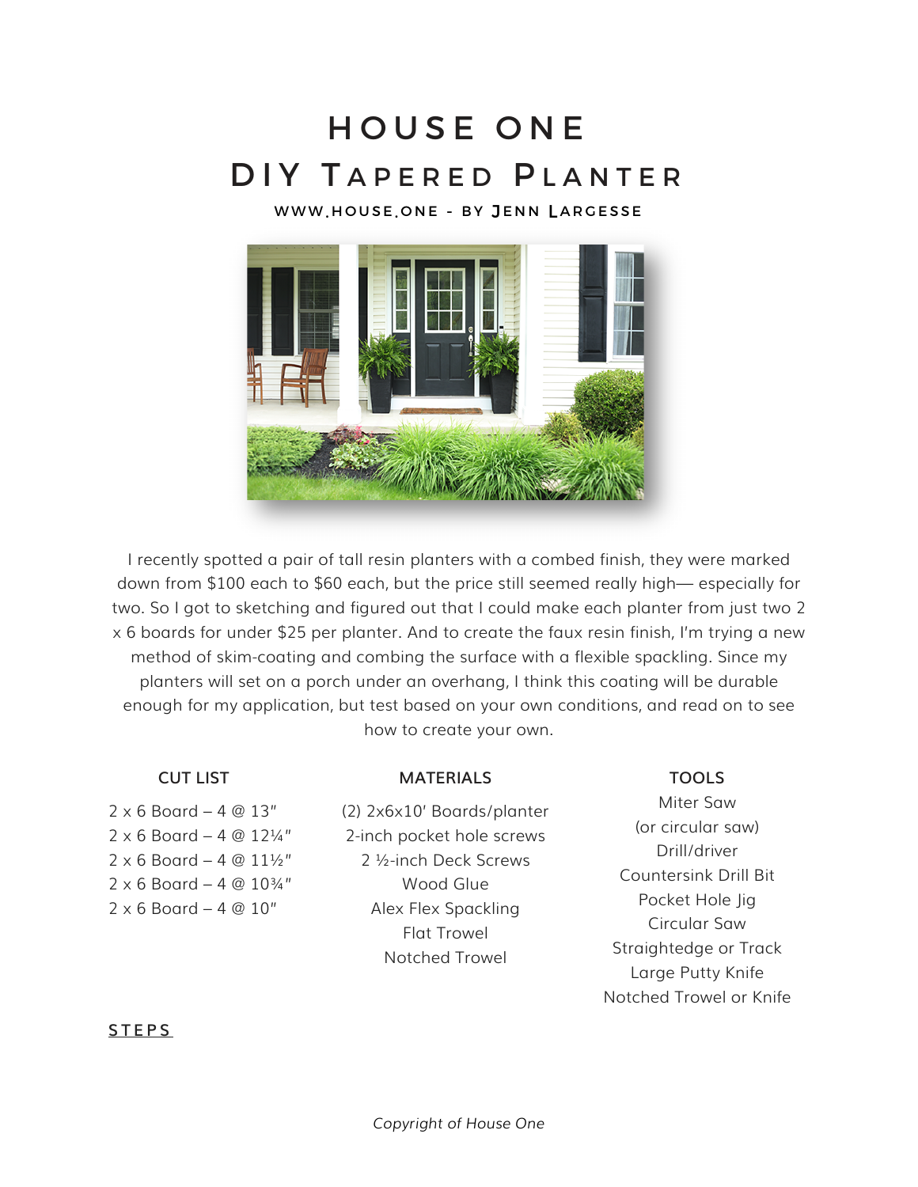# HOUSE ONE

## DIY Tapered Planter

WWW.HOUSE.ONE - BY JENN LARGESSE

I recently spotted a pair of tall resin planters with a combed finish, they were marked down from $100 each to $60 each, but the price still seemed really high— especially for two. So I got to sketching and figured out that I could make each planter from just two 2 x 6 boards for under $25 per planter. And to create the faux resin finish, I'm trying a new method of skim-coating and combing the surface with a flexible spackling. Since my planters will set on a porch under an overhang, I think this coating will be durable enough for my application, but test based on your own conditions, and read on to see how to create your own.

### CUT LIST

2 x 6 Board – 4 @ 13″
2 x 6 Board – 4 @ 12¼″
2 x 6 Board – 4 @ 11½″
2 x 6 Board – 4 @ 10¾″
2 x 6 Board – 4 @ 10″

### MATERIALS

(2) 2x6x10′ Boards/planter
2-inch pocket hole screws
2 ½-inch Deck Screws
Wood Glue
Alex Flex Spackling
Flat Trowel
Notched Trowel

### TOOLS

Miter Saw
(or circular saw)
Drill/driver
Countersink Drill Bit
Pocket Hole Jig
Circular Saw
Straightedge or Track
Large Putty Knife
Notched Trowel or Knife

### STEPS

*Copyright of House One*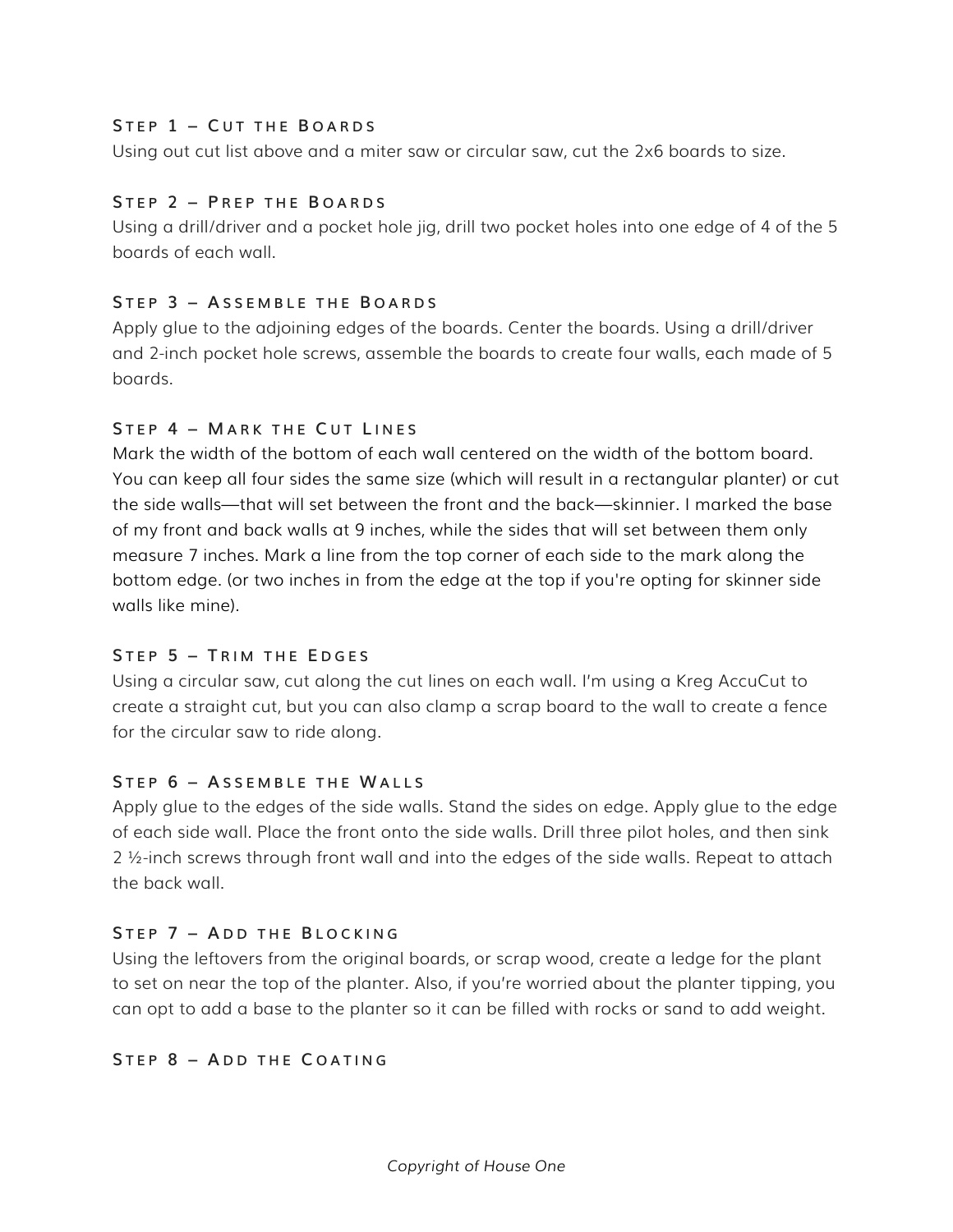### Step 1 – Cut the Boards

Using out cut list above and a miter saw or circular saw, cut the 2x6 boards to size.

### Step 2 – Prep the Boards

Using a drill/driver and a pocket hole jig, drill two pocket holes into one edge of 4 of the 5 boards of each wall.

### Step 3 – Assemble the Boards

Apply glue to the adjoining edges of the boards. Center the boards. Using a drill/driver and 2-inch pocket hole screws, assemble the boards to create four walls, each made of 5 boards.

### Step 4 – Mark the Cut Lines

Mark the width of the bottom of each wall centered on the width of the bottom board. You can keep all four sides the same size (which will result in a rectangular planter) or cut the side walls—that will set between the front and the back—skinnier. I marked the base of my front and back walls at 9 inches, while the sides that will set between them only measure 7 inches. Mark a line from the top corner of each side to the mark along the bottom edge. (or two inches in from the edge at the top if you're opting for skinner side walls like mine).

### Step 5 – Trim the Edges

Using a circular saw, cut along the cut lines on each wall. I'm using a Kreg AccuCut to create a straight cut, but you can also clamp a scrap board to the wall to create a fence for the circular saw to ride along.

### Step 6 – Assemble the Walls

Apply glue to the edges of the side walls. Stand the sides on edge. Apply glue to the edge of each side wall. Place the front onto the side walls. Drill three pilot holes, and then sink 2 ½-inch screws through front wall and into the edges of the side walls. Repeat to attach the back wall.

### Step 7 – Add the Blocking

Using the leftovers from the original boards, or scrap wood, create a ledge for the plant to set on near the top of the planter. Also, if you're worried about the planter tipping, you can opt to add a base to the planter so it can be filled with rocks or sand to add weight.

### Step 8 – Add the Coating

*Copyright of House One*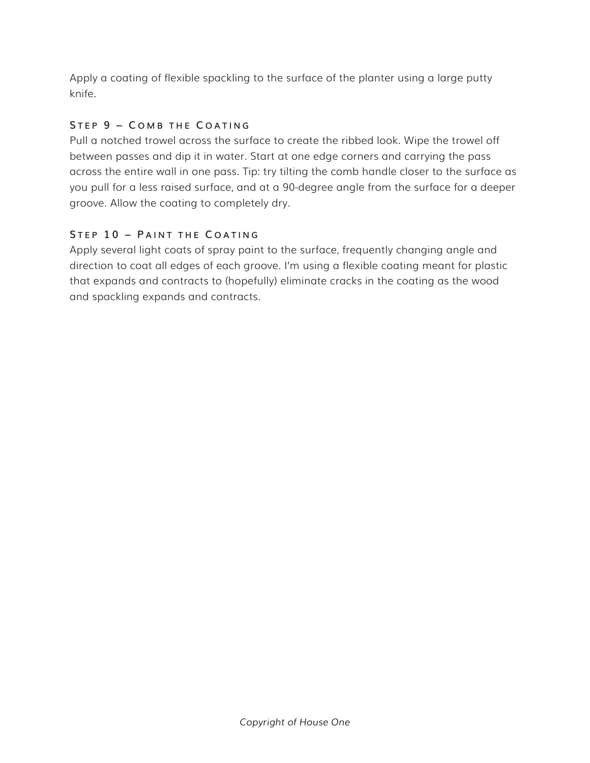Apply a coating of flexible spackling to the surface of the planter using a large putty knife.

### Step 9 – Comb the Coating

Pull a notched trowel across the surface to create the ribbed look. Wipe the trowel off between passes and dip it in water. Start at one edge corners and carrying the pass across the entire wall in one pass. Tip: try tilting the comb handle closer to the surface as you pull for a less raised surface, and at a 90-degree angle from the surface for a deeper groove. Allow the coating to completely dry.

### Step 10 – Paint the Coating

Apply several light coats of spray paint to the surface, frequently changing angle and direction to coat all edges of each groove. I'm using a flexible coating meant for plastic that expands and contracts to (hopefully) eliminate cracks in the coating as the wood and spackling expands and contracts.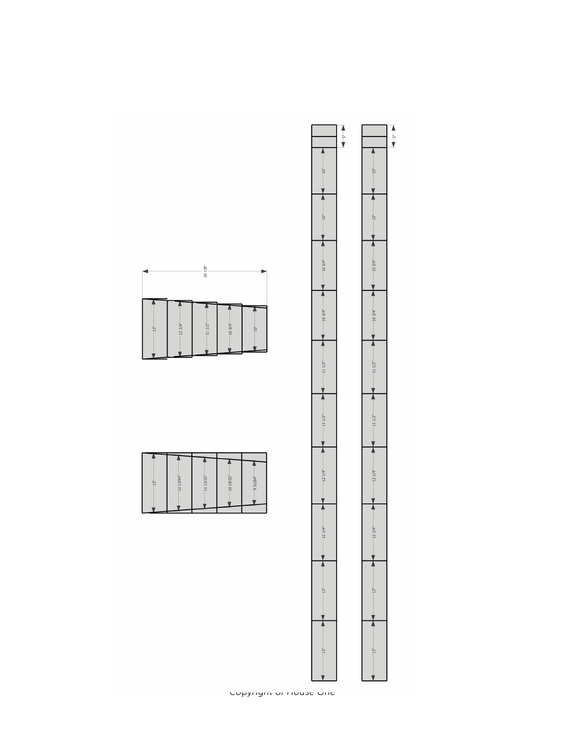26 7/8"

13"
12 1/4"
11 1/2"
10 3/4"
10"

13"
12 13/64"
11 13/32"
10 19/32"
9 51/64"

5"
10"
10"
10 3/4"
10 3/4"
11 1/2"
11 1/2"
12 1/4"
12 1/4"
13"
13"

5"
10"
10"
10 3/4"
10 3/4"
11 1/2"
11 1/2"
12 1/4"
12 1/4"
13"
13"

Copyright of House One